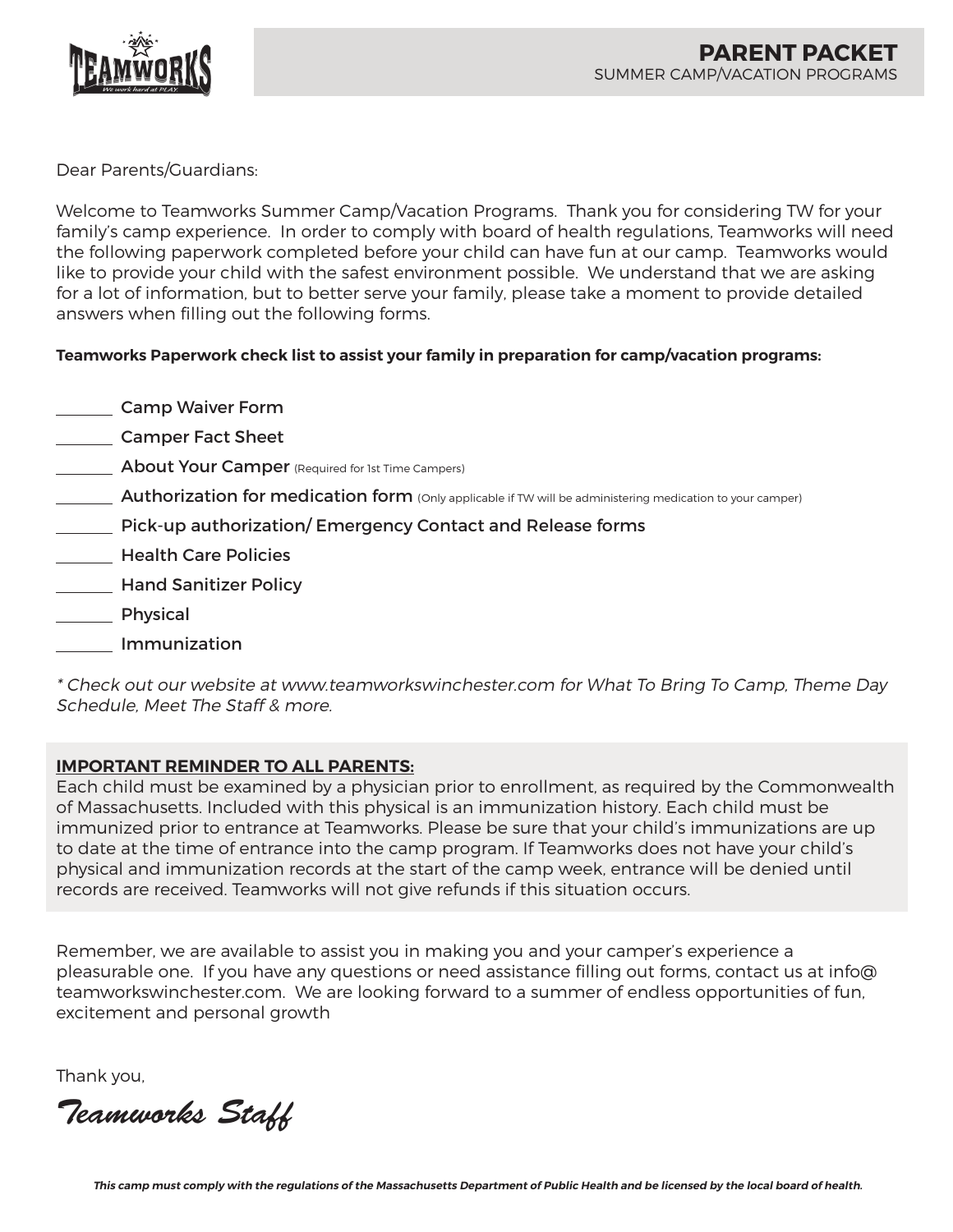# PARENT PACKET

SUMMER CAMP/VACATION PROGRAMS

Dear Parents/Guardians:

Welcome to Teamworks Summer Camp/Vacation Programs. Thank you for considering TW for your family's camp experience. In order to comply with board of health regulations, Teamworks will need the following paperwork completed before your child can have fun at our camp. Teamworks would like to provide your child with the safest environment possible. We understand that we are asking for a lot of information, but to better serve your family, please take a moment to provide detailed answers when filling out the following forms.

**Teamworks Paperwork check list to assist your family in preparation for camp/vacation programs:**

_______ Camp Waiver Form

_______ Camper Fact Sheet

_______ About Your Camper (Required for 1st Time Campers)

_______ Authorization for medication form (Only applicable if TW will be administering medication to your camper)

_______ Pick-up authorization/ Emergency Contact and Release forms

_______ Health Care Policies

_______ Hand Sanitizer Policy

_______ Physical

_______ Immunization

*\* Check out our website at www.teamworkswinchester.com for What To Bring To Camp, Theme Day Schedule, Meet The Staff & more.*

**IMPORTANT REMINDER TO ALL PARENTS:**

Each child must be examined by a physician prior to enrollment, as required by the Commonwealth of Massachusetts. Included with this physical is an immunization history. Each child must be immunized prior to entrance at Teamworks. Please be sure that your child's immunizations are up to date at the time of entrance into the camp program. If Teamworks does not have your child's physical and immunization records at the start of the camp week, entrance will be denied until records are received. Teamworks will not give refunds if this situation occurs.

Remember, we are available to assist you in making you and your camper's experience a pleasurable one. If you have any questions or need assistance filling out forms, contact us at info@teamworkswinchester.com. We are looking forward to a summer of endless opportunities of fun, excitement and personal growth

Thank you,

*Teamworks Staff*

***This camp must comply with the regulations of the Massachusetts Department of Public Health and be licensed by the local board of health.***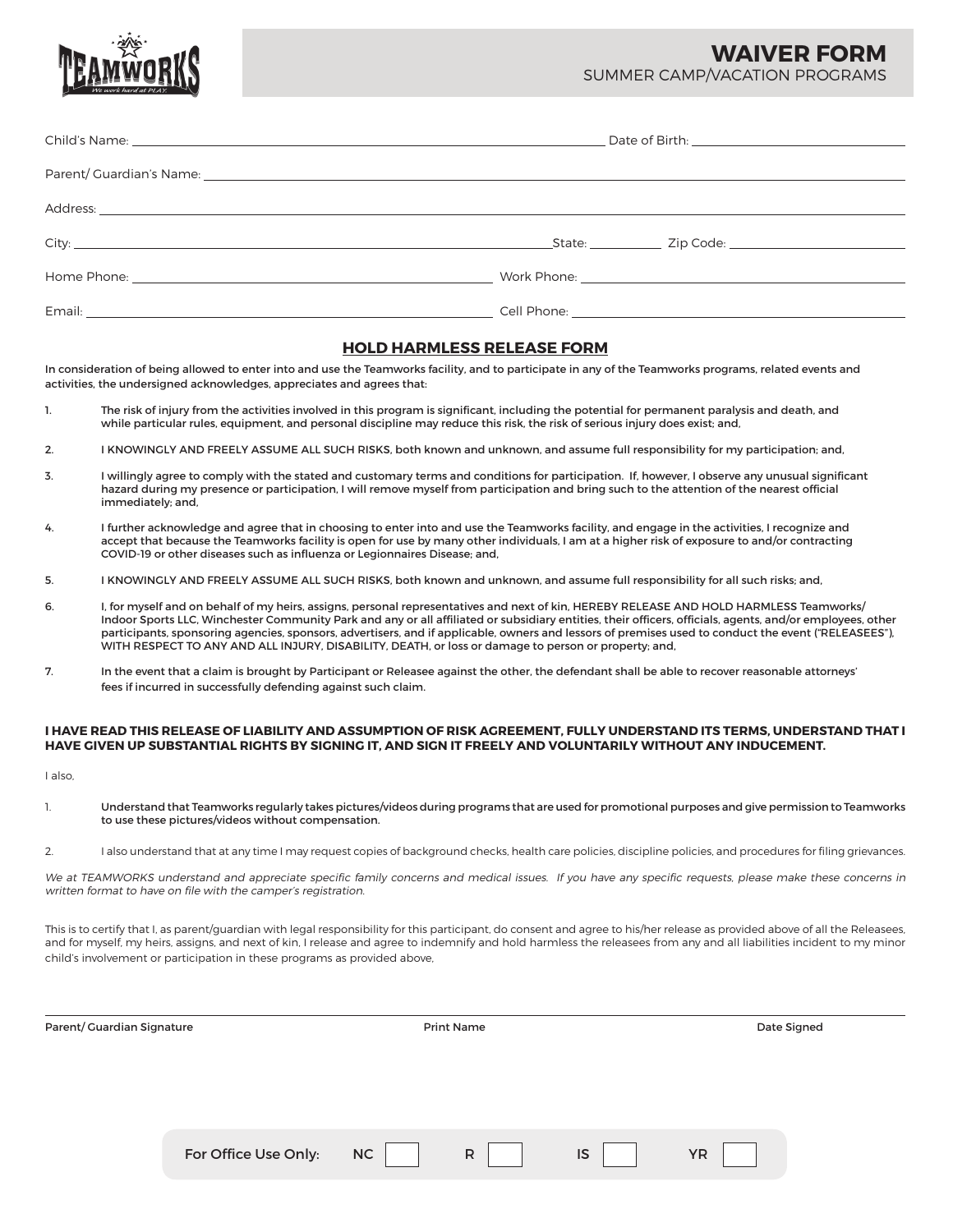# WAIVER FORM

SUMMER CAMP/VACATION PROGRAMS

Child's Name: ______________________________ Date of Birth: ______________

Parent/ Guardian's Name: ______________________________

Address: ______________________________

City: ______________________________ State: __________ Zip Code: ______________

Home Phone: ______________________________ Work Phone: ______________________________

Email: ______________________________ Cell Phone: ______________________________

## HOLD HARMLESS RELEASE FORM

In consideration of being allowed to enter into and use the Teamworks facility, and to participate in any of the Teamworks programs, related events and activities, the undersigned acknowledges, appreciates and agrees that:

1. The risk of injury from the activities involved in this program is significant, including the potential for permanent paralysis and death, and while particular rules, equipment, and personal discipline may reduce this risk, the risk of serious injury does exist; and,
2. I KNOWINGLY AND FREELY ASSUME ALL SUCH RISKS, both known and unknown, and assume full responsibility for my participation; and,
3. I willingly agree to comply with the stated and customary terms and conditions for participation. If, however, I observe any unusual significant hazard during my presence or participation, I will remove myself from participation and bring such to the attention of the nearest official immediately; and,
4. I further acknowledge and agree that in choosing to enter into and use the Teamworks facility, and engage in the activities, I recognize and accept that because the Teamworks facility is open for use by many other individuals, I am at a higher risk of exposure to and/or contracting COVID-19 or other diseases such as influenza or Legionnaires Disease; and,
5. I KNOWINGLY AND FREELY ASSUME ALL SUCH RISKS, both known and unknown, and assume full responsibility for all such risks; and,
6. I, for myself and on behalf of my heirs, assigns, personal representatives and next of kin, HEREBY RELEASE AND HOLD HARMLESS Teamworks/ Indoor Sports LLC, Winchester Community Park and any or all affiliated or subsidiary entities, their officers, officials, agents, and/or employees, other participants, sponsoring agencies, sponsors, advertisers, and if applicable, owners and lessors of premises used to conduct the event ("RELEASEES"), WITH RESPECT TO ANY AND ALL INJURY, DISABILITY, DEATH, or loss or damage to person or property; and,
7. In the event that a claim is brought by Participant or Releasee against the other, the defendant shall be able to recover reasonable attorneys' fees if incurred in successfully defending against such claim.

**I HAVE READ THIS RELEASE OF LIABILITY AND ASSUMPTION OF RISK AGREEMENT, FULLY UNDERSTAND ITS TERMS, UNDERSTAND THAT I HAVE GIVEN UP SUBSTANTIAL RIGHTS BY SIGNING IT, AND SIGN IT FREELY AND VOLUNTARILY WITHOUT ANY INDUCEMENT.**

I also,

1. Understand that Teamworks regularly takes pictures/videos during programs that are used for promotional purposes and give permission to Teamworks to use these pictures/videos without compensation.
2. I also understand that at any time I may request copies of background checks, health care policies, discipline policies, and procedures for filing grievances.

*We at TEAMWORKS understand and appreciate specific family concerns and medical issues. If you have any specific requests, please make these concerns in written format to have on file with the camper's registration.*

This is to certify that I, as parent/guardian with legal responsibility for this participant, do consent and agree to his/her release as provided above of all the Releasees, and for myself, my heirs, assigns, and next of kin, I release and agree to indemnify and hold harmless the releasees from any and all liabilities incident to my minor child's involvement or participation in these programs as provided above,

______________________________________________________________________

Parent/ Guardian Signature | Print Name | Date Signed

For Office Use Only: NC ☐ R ☐ IS ☐ YR ☐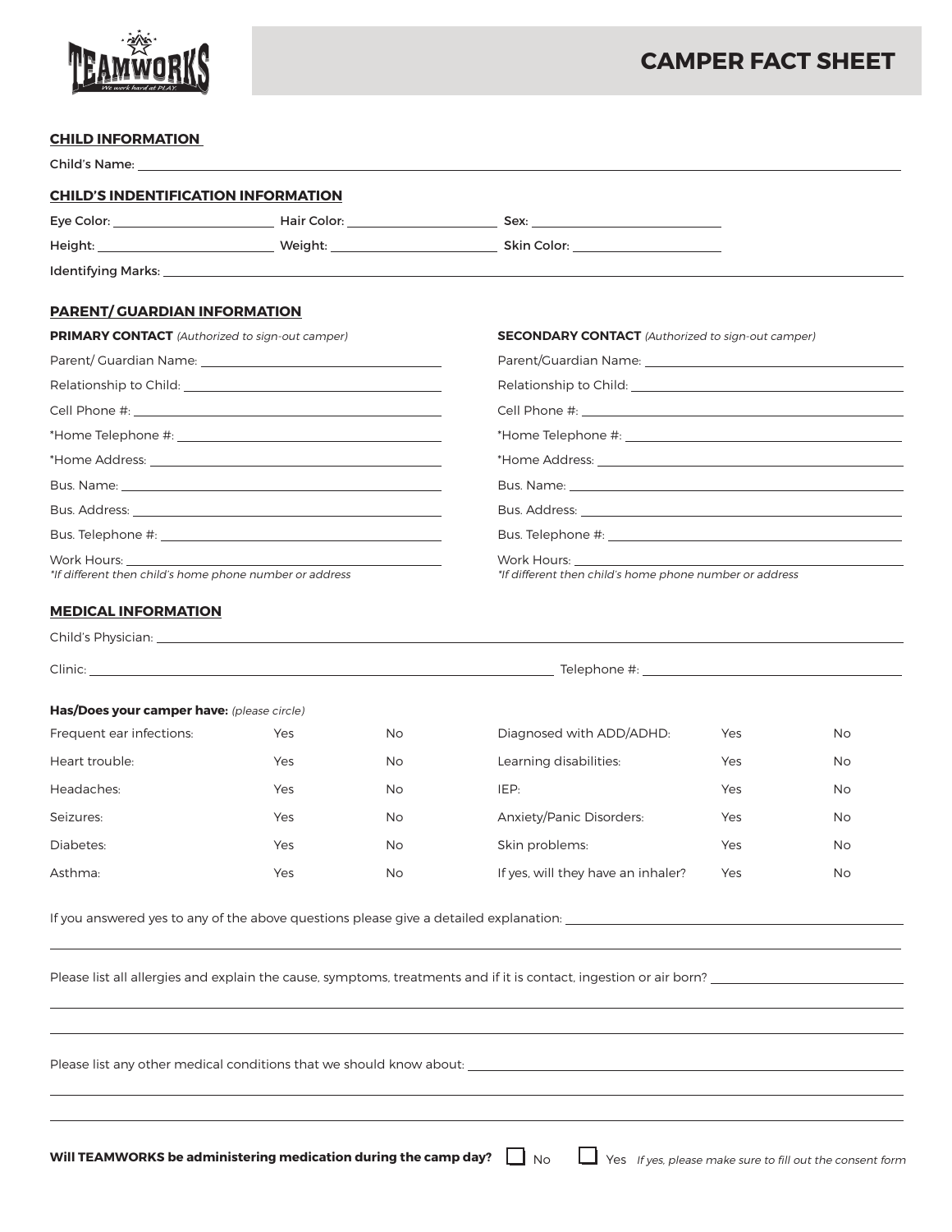# CAMPER FACT SHEET

**CHILD INFORMATION**

Child's Name: \_\_\_\_\_\_\_\_\_\_\_\_\_\_\_\_\_\_\_\_\_\_\_\_\_\_\_\_\_\_\_\_\_\_\_\_\_\_\_\_

**CHILD'S INDENTIFICATION INFORMATION**

Eye Color: \_\_\_\_\_\_\_\_\_\_\_\_\_\_ Hair Color: \_\_\_\_\_\_\_\_\_\_\_\_\_\_ Sex: \_\_\_\_\_\_\_\_\_\_\_\_\_\_

Height: \_\_\_\_\_\_\_\_\_\_\_\_\_\_ Weight: \_\_\_\_\_\_\_\_\_\_\_\_\_\_ Skin Color: \_\_\_\_\_\_\_\_\_\_\_\_\_\_

Identifying Marks: \_\_\_\_\_\_\_\_\_\_\_\_\_\_\_\_\_\_\_\_\_\_\_\_\_\_\_\_\_\_\_\_\_\_\_\_\_\_\_\_

**PARENT/ GUARDIAN INFORMATION**

**PRIMARY CONTACT** *(Authorized to sign-out camper)*

Parent/ Guardian Name: \_\_\_\_\_\_\_\_\_\_\_\_\_\_\_\_\_\_\_\_

Relationship to Child: \_\_\_\_\_\_\_\_\_\_\_\_\_\_\_\_\_\_\_\_

Cell Phone #: \_\_\_\_\_\_\_\_\_\_\_\_\_\_\_\_\_\_\_\_

*Home Telephone #: \_\_\_\_\_\_\_\_\_\_\_\_\_\_\_\_\_\_\_\_

*Home Address: \_\_\_\_\_\_\_\_\_\_\_\_\_\_\_\_\_\_\_\_

Bus. Name: \_\_\_\_\_\_\_\_\_\_\_\_\_\_\_\_\_\_\_\_

Bus. Address: \_\_\_\_\_\_\_\_\_\_\_\_\_\_\_\_\_\_\_\_

Bus. Telephone #: \_\_\_\_\_\_\_\_\_\_\_\_\_\_\_\_\_\_\_\_

Work Hours: \_\_\_\_\_\_\_\_\_\_\_\_\_\_\_\_\_\_\_\_

*\*If different then child's home phone number or address*

**SECONDARY CONTACT** *(Authorized to sign-out camper)*

Parent/Guardian Name: \_\_\_\_\_\_\_\_\_\_\_\_\_\_\_\_\_\_\_\_

Relationship to Child: \_\_\_\_\_\_\_\_\_\_\_\_\_\_\_\_\_\_\_\_

Cell Phone #: \_\_\_\_\_\_\_\_\_\_\_\_\_\_\_\_\_\_\_\_

*Home Telephone #: \_\_\_\_\_\_\_\_\_\_\_\_\_\_\_\_\_\_\_\_

*Home Address: \_\_\_\_\_\_\_\_\_\_\_\_\_\_\_\_\_\_\_\_

Bus. Name: \_\_\_\_\_\_\_\_\_\_\_\_\_\_\_\_\_\_\_\_

Bus. Address: \_\_\_\_\_\_\_\_\_\_\_\_\_\_\_\_\_\_\_\_

Bus. Telephone #: \_\_\_\_\_\_\_\_\_\_\_\_\_\_\_\_\_\_\_\_

Work Hours: \_\_\_\_\_\_\_\_\_\_\_\_\_\_\_\_\_\_\_\_

*\*If different then child's home phone number or address*

**MEDICAL INFORMATION**

Child's Physician: \_\_\_\_\_\_\_\_\_\_\_\_\_\_\_\_\_\_\_\_\_\_\_\_\_\_\_\_\_\_\_\_\_\_\_\_\_\_\_\_

Clinic: \_\_\_\_\_\_\_\_\_\_\_\_\_\_\_\_\_\_\_\_\_\_\_\_\_\_\_\_\_\_ Telephone #: \_\_\_\_\_\_\_\_\_\_\_\_\_\_\_\_\_\_\_\_

**Has/Does your camper have:** *(please circle)*

| | | | | | |
|---|---|---|---|---|---|
| Frequent ear infections: | Yes | No | Diagnosed with ADD/ADHD: | Yes | No |
| Heart trouble: | Yes | No | Learning disabilities: | Yes | No |
| Headaches: | Yes | No | IEP: | Yes | No |
| Seizures: | Yes | No | Anxiety/Panic Disorders: | Yes | No |
| Diabetes: | Yes | No | Skin problems: | Yes | No |
| Asthma: | Yes | No | If yes, will they have an inhaler? | Yes | No |

If you answered yes to any of the above questions please give a detailed explanation: \_\_\_\_\_\_\_\_\_\_\_\_\_\_\_\_\_\_\_\_

Please list all allergies and explain the cause, symptoms, treatments and if it is contact, ingestion or air born? \_\_\_\_\_\_\_\_\_\_\_\_\_\_\_\_\_\_\_\_

Please list any other medical conditions that we should know about: \_\_\_\_\_\_\_\_\_\_\_\_\_\_\_\_\_\_\_\_

**Will TEAMWORKS be administering medication during the camp day?** ☐ No ☐ Yes *If yes, please make sure to fill out the consent form*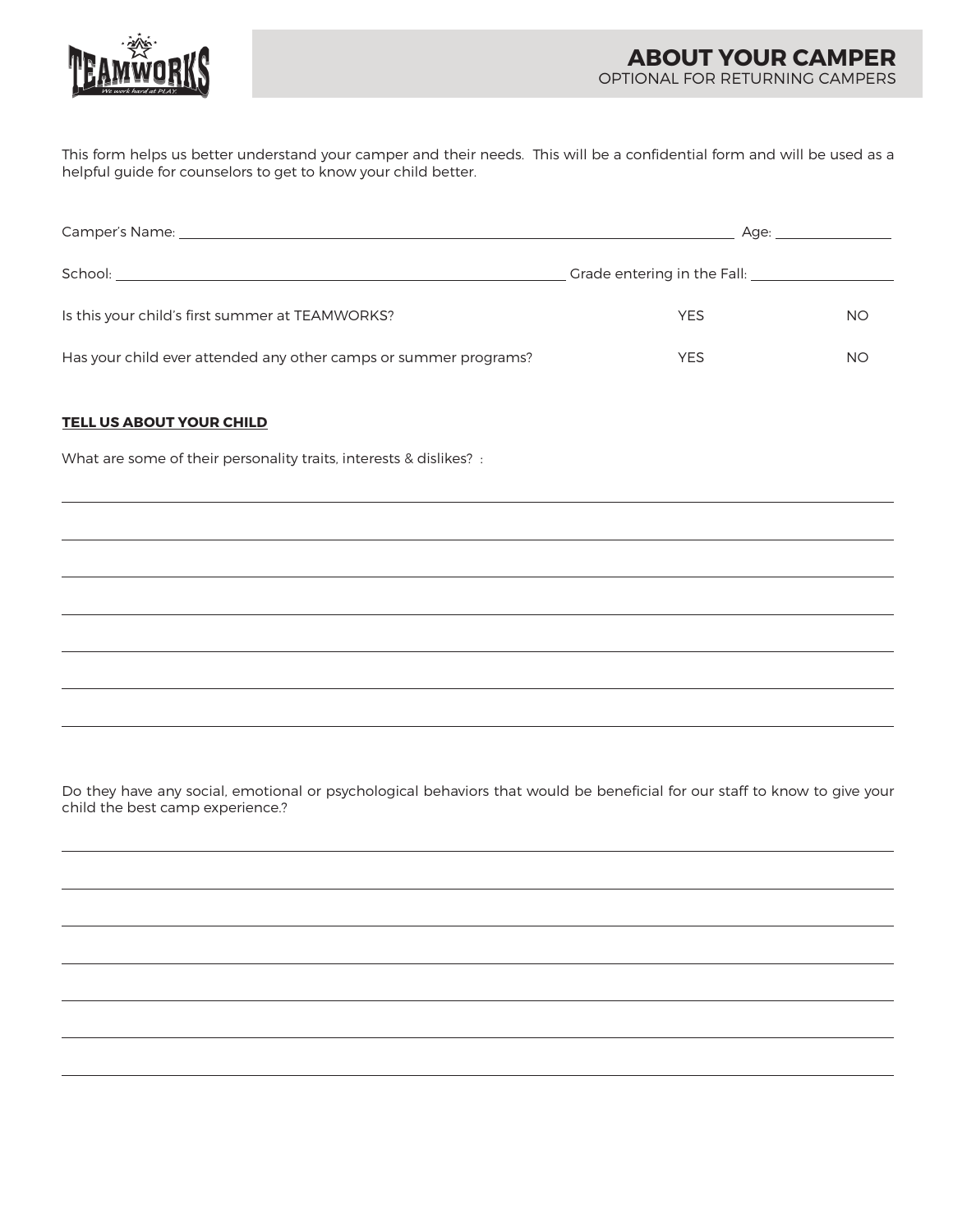# ABOUT YOUR CAMPER

OPTIONAL FOR RETURNING CAMPERS

This form helps us better understand your camper and their needs. This will be a confidential form and will be used as a helpful guide for counselors to get to know your child better.

Camper's Name: ______________________________________________ Age: __________

School: __________________________________________ Grade entering in the Fall: ______________

Is this your child's first summer at TEAMWORKS? YES NO

Has your child ever attended any other camps or summer programs? YES NO

**TELL US ABOUT YOUR CHILD**

What are some of their personality traits, interests & dislikes? :

______________________________________________________________________________

______________________________________________________________________________

______________________________________________________________________________

______________________________________________________________________________

______________________________________________________________________________

______________________________________________________________________________

______________________________________________________________________________

Do they have any social, emotional or psychological behaviors that would be beneficial for our staff to know to give your child the best camp experience.?

______________________________________________________________________________

______________________________________________________________________________

______________________________________________________________________________

______________________________________________________________________________

______________________________________________________________________________

______________________________________________________________________________

______________________________________________________________________________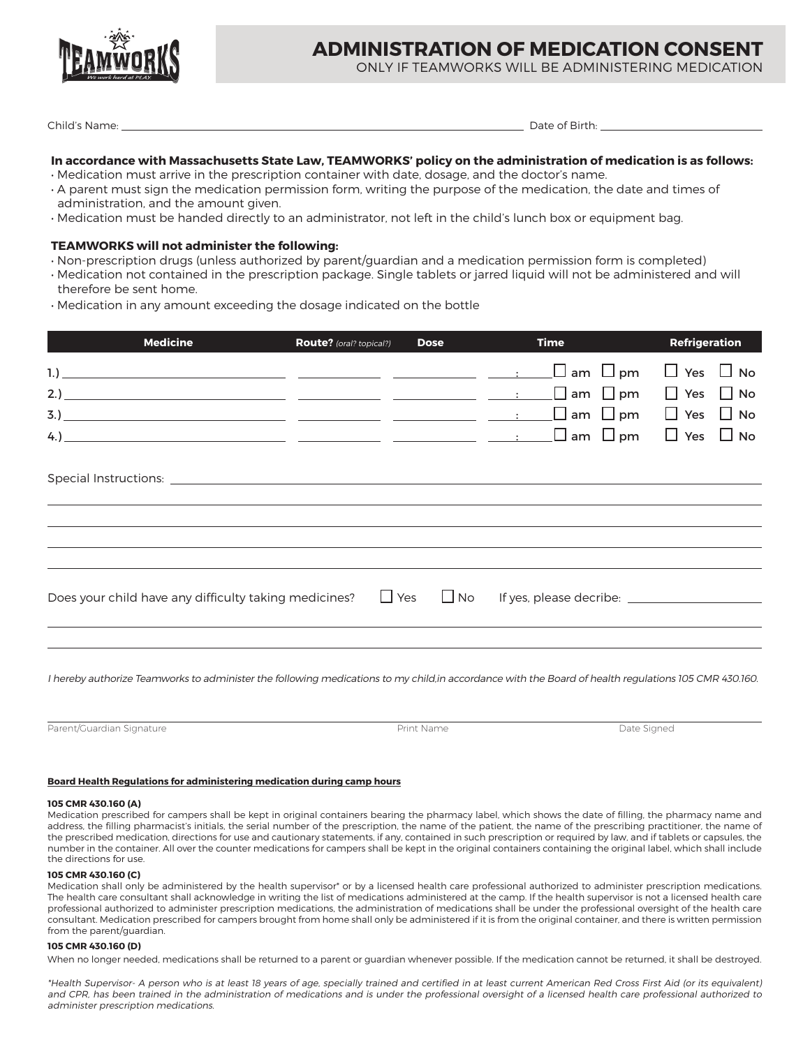# ADMINISTRATION OF MEDICATION CONSENT

ONLY IF TEAMWORKS WILL BE ADMINISTERING MEDICATION

Child's Name: ______________________________ Date of Birth: ______________

**In accordance with Massachusetts State Law, TEAMWORKS' policy on the administration of medication is as follows:**

- Medication must arrive in the prescription container with date, dosage, and the doctor's name.
- A parent must sign the medication permission form, writing the purpose of the medication, the date and times of administration, and the amount given.
- Medication must be handed directly to an administrator, not left in the child's lunch box or equipment bag.

**TEAMWORKS will not administer the following:**

- Non-prescription drugs (unless authorized by parent/guardian and a medication permission form is completed)
- Medication not contained in the prescription package. Single tablets or jarred liquid will not be administered and will therefore be sent home.
- Medication in any amount exceeding the dosage indicated on the bottle

| Medicine | Route? *(oral? topical?)* | Dose | Time | Refrigeration |
|---|---|---|---|---|
| 1.) | | | ___ : ___ ☐ am ☐ pm | ☐ Yes ☐ No |
| 2.) | | | ___ : ___ ☐ am ☐ pm | ☐ Yes ☐ No |
| 3.) | | | ___ : ___ ☐ am ☐ pm | ☐ Yes ☐ No |
| 4.) | | | ___ : ___ ☐ am ☐ pm | ☐ Yes ☐ No |

Special Instructions: ______________________________

Does your child have any difficulty taking medicines? ☐ Yes ☐ No If yes, please decribe: ______________

*I hereby authorize Teamworks to administer the following medications to my child,in accordance with the Board of health regulations 105 CMR 430.160.*

Parent/Guardian Signature ______________ Print Name ______________ Date Signed ______________

**Board Health Regulations for administering medication during camp hours**

**105 CMR 430.160 (A)**

Medication prescribed for campers shall be kept in original containers bearing the pharmacy label, which shows the date of filling, the pharmacy name and address, the filling pharmacist's initials, the serial number of the prescription, the name of the patient, the name of the prescribing practitioner, the name of the prescribed medication, directions for use and cautionary statements, if any, contained in such prescription or required by law, and if tablets or capsules, the number in the container. All over the counter medications for campers shall be kept in the original containers containing the original label, which shall include the directions for use.

**105 CMR 430.160 (C)**

Medication shall only be administered by the health supervisor* or by a licensed health care professional authorized to administer prescription medications. The health care consultant shall acknowledge in writing the list of medications administered at the camp. If the health supervisor is not a licensed health care professional authorized to administer prescription medications, the administration of medications shall be under the professional oversight of the health care consultant. Medication prescribed for campers brought from home shall only be administered if it is from the original container, and there is written permission from the parent/guardian.

**105 CMR 430.160 (D)**

When no longer needed, medications shall be returned to a parent or guardian whenever possible. If the medication cannot be returned, it shall be destroyed.

*\*Health Supervisor- A person who is at least 18 years of age, specially trained and certified in at least current American Red Cross First Aid (or its equivalent) and CPR, has been trained in the administration of medications and is under the professional oversight of a licensed health care professional authorized to administer prescription medications.*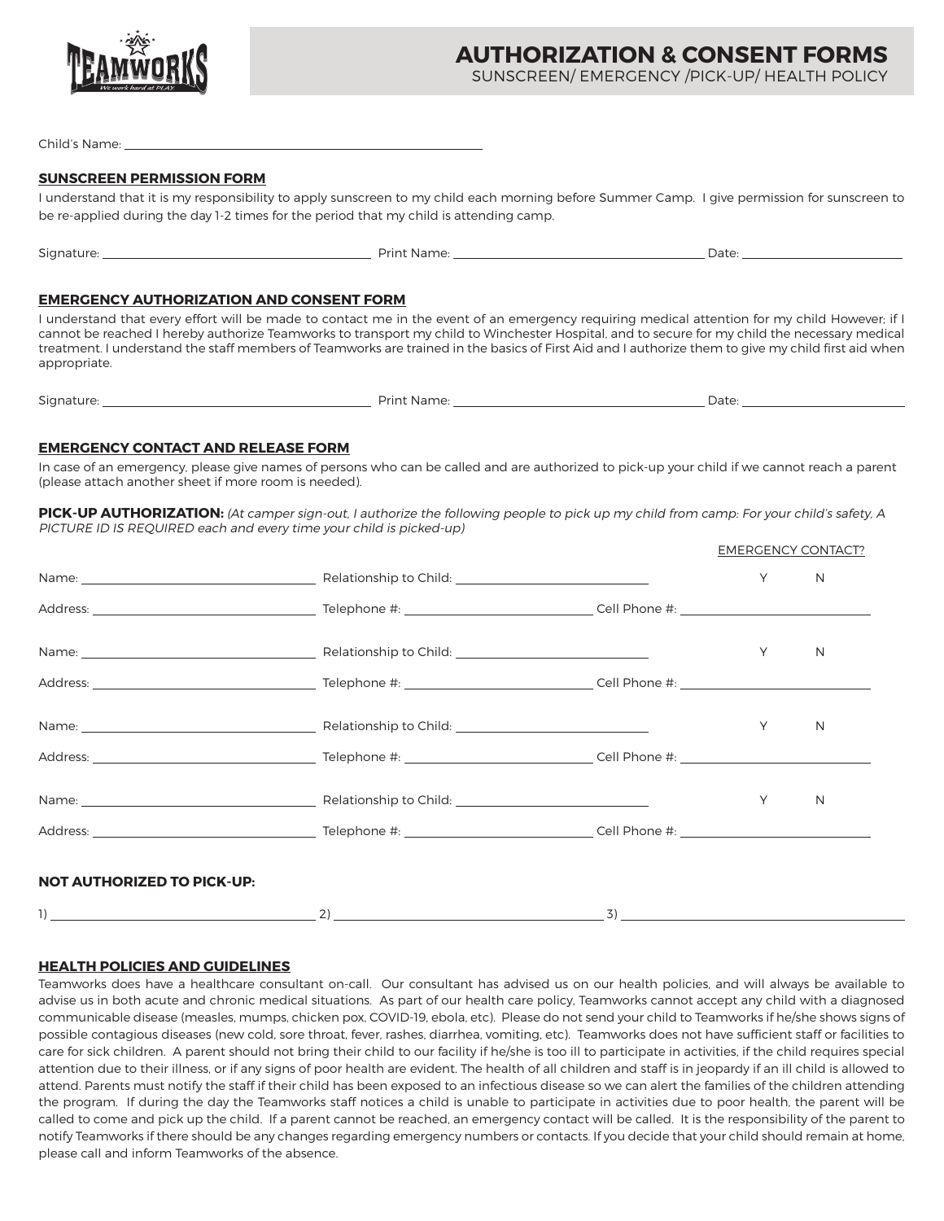# AUTHORIZATION & CONSENT FORMS

SUNSCREEN/ EMERGENCY /PICK-UP/ HEALTH POLICY

Child's Name: ____________________________________________

## SUNSCREEN PERMISSION FORM

I understand that it is my responsibility to apply sunscreen to my child each morning before Summer Camp. I give permission for sunscreen to be re-applied during the day 1-2 times for the period that my child is attending camp.

Signature: ______________________ Print Name: ______________________ Date: ______________

## EMERGENCY AUTHORIZATION AND CONSENT FORM

I understand that every effort will be made to contact me in the event of an emergency requiring medical attention for my child However; if I cannot be reached I hereby authorize Teamworks to transport my child to Winchester Hospital, and to secure for my child the necessary medical treatment. I understand the staff members of Teamworks are trained in the basics of First Aid and I authorize them to give my child first aid when appropriate.

Signature: ______________________ Print Name: ______________________ Date: ______________

## EMERGENCY CONTACT AND RELEASE FORM

In case of an emergency, please give names of persons who can be called and are authorized to pick-up your child if we cannot reach a parent (please attach another sheet if more room is needed).

**PICK-UP AUTHORIZATION:** *(At camper sign-out, I authorize the following people to pick up my child from camp: For your child's safety, A PICTURE ID IS REQUIRED each and every time your child is picked-up)*

EMERGENCY CONTACT?

Name: ______________________ Relationship to Child: ______________________ Y N

Address: ______________________ Telephone #: ______________________ Cell Phone #: ______________________

Name: ______________________ Relationship to Child: ______________________ Y N

Address: ______________________ Telephone #: ______________________ Cell Phone #: ______________________

Name: ______________________ Relationship to Child: ______________________ Y N

Address: ______________________ Telephone #: ______________________ Cell Phone #: ______________________

Name: ______________________ Relationship to Child: ______________________ Y N

Address: ______________________ Telephone #: ______________________ Cell Phone #: ______________________

### NOT AUTHORIZED TO PICK-UP:

1) ______________________ 2) ______________________ 3) ______________________

## HEALTH POLICIES AND GUIDELINES

Teamworks does have a healthcare consultant on-call. Our consultant has advised us on our health policies, and will always be available to advise us in both acute and chronic medical situations. As part of our health care policy, Teamworks cannot accept any child with a diagnosed communicable disease (measles, mumps, chicken pox, COVID-19, ebola, etc). Please do not send your child to Teamworks if he/she shows signs of possible contagious diseases (new cold, sore throat, fever, rashes, diarrhea, vomiting, etc). Teamworks does not have sufficient staff or facilities to care for sick children. A parent should not bring their child to our facility if he/she is too ill to participate in activities, if the child requires special attention due to their illness, or if any signs of poor health are evident. The health of all children and staff is in jeopardy if an ill child is allowed to attend. Parents must notify the staff if their child has been exposed to an infectious disease so we can alert the families of the children attending the program. If during the day the Teamworks staff notices a child is unable to participate in activities due to poor health, the parent will be called to come and pick up the child. If a parent cannot be reached, an emergency contact will be called. It is the responsibility of the parent to notify Teamworks if there should be any changes regarding emergency numbers or contacts. If you decide that your child should remain at home, please call and inform Teamworks of the absence.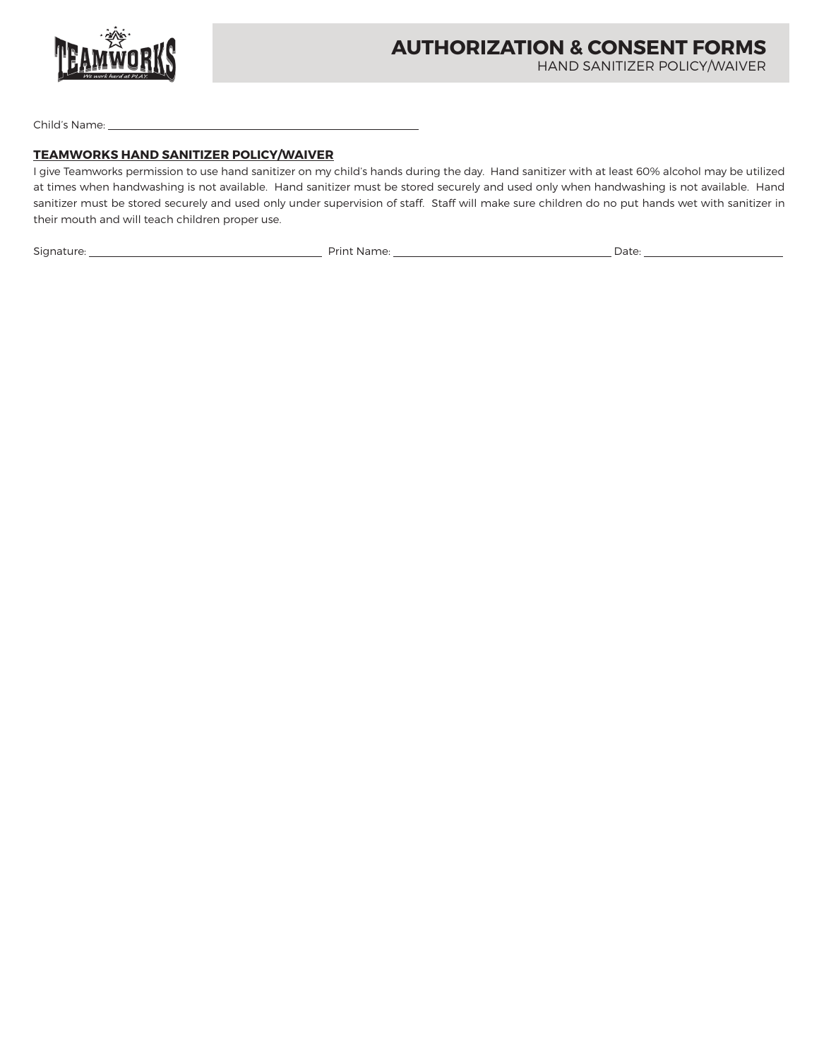# AUTHORIZATION & CONSENT FORMS

HAND SANITIZER POLICY/WAIVER

Child's Name: ______________________________

**TEAMWORKS HAND SANITIZER POLICY/WAIVER**

I give Teamworks permission to use hand sanitizer on my child's hands during the day. Hand sanitizer with at least 60% alcohol may be utilized at times when handwashing is not available. Hand sanitizer must be stored securely and used only when handwashing is not available. Hand sanitizer must be stored securely and used only under supervision of staff. Staff will make sure children do no put hands wet with sanitizer in their mouth and will teach children proper use.

Signature: ______________________ Print Name: ______________________ Date: ______________